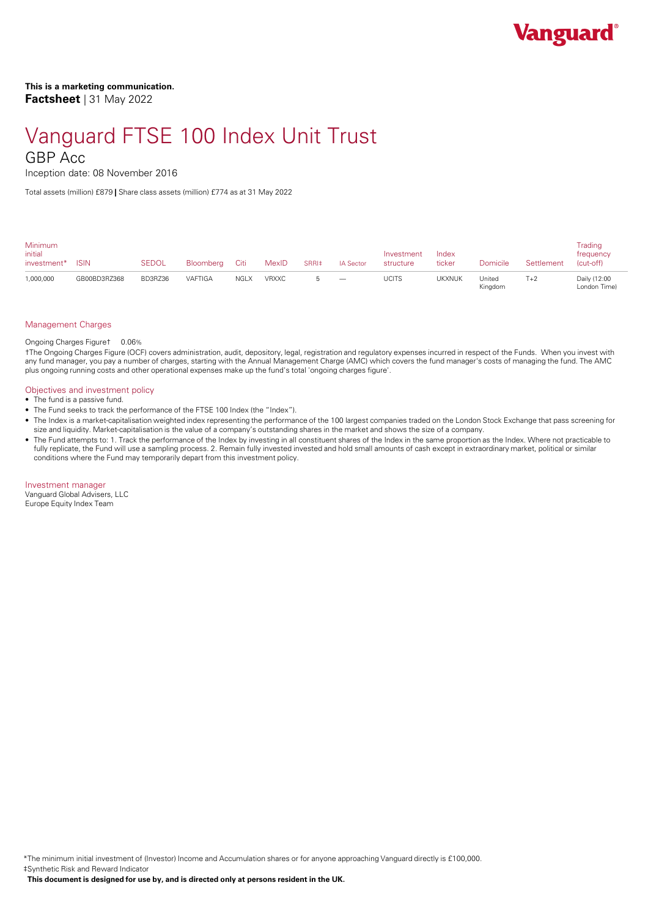**This is a marketing communication.**
**Factsheet** | 31 May 2022

# Vanguard FTSE 100 Index Unit Trust

## GBP Acc

Inception date: 08 November 2016

Total assets (million) £879 | Share class assets (million) £774 as at 31 May 2022

| Minimum initial investment* | ISIN | SEDOL | Bloomberg | Citi | MexID | SRRI‡ | IA Sector | Investment structure | Index ticker | Domicile | Settlement | Trading frequency (cut-off) |
|---|---|---|---|---|---|---|---|---|---|---|---|---|
| 1,000,000 | GB00BD3RZ368 | BD3RZ36 | VAFTIGA | NGLX | VRXXC | 5 | — | UCITS | UKXNUK | United Kingdom | T+2 | Daily (12:00 London Time) |

### Management Charges

Ongoing Charges Figure† 0.06%

†The Ongoing Charges Figure (OCF) covers administration, audit, depository, legal, registration and regulatory expenses incurred in respect of the Funds. When you invest with any fund manager, you pay a number of charges, starting with the Annual Management Charge (AMC) which covers the fund manager's costs of managing the fund. The AMC plus ongoing running costs and other operational expenses make up the fund's total 'ongoing charges figure'.

### Objectives and investment policy

- The fund is a passive fund.
- The Fund seeks to track the performance of the FTSE 100 Index (the "Index").
- The Index is a market-capitalisation weighted index representing the performance of the 100 largest companies traded on the London Stock Exchange that pass screening for size and liquidity. Market-capitalisation is the value of a company's outstanding shares in the market and shows the size of a company.
- The Fund attempts to: 1. Track the performance of the Index by investing in all constituent shares of the Index in the same proportion as the Index. Where not practicable to fully replicate, the Fund will use a sampling process. 2. Remain fully invested invested and hold small amounts of cash except in extraordinary market, political or similar conditions where the Fund may temporarily depart from this investment policy.

### Investment manager

Vanguard Global Advisers, LLC
Europe Equity Index Team

*The minimum initial investment of (Investor) Income and Accumulation shares or for anyone approaching Vanguard directly is £100,000.
‡Synthetic Risk and Reward Indicator

**This document is designed for use by, and is directed only at persons resident in the UK.**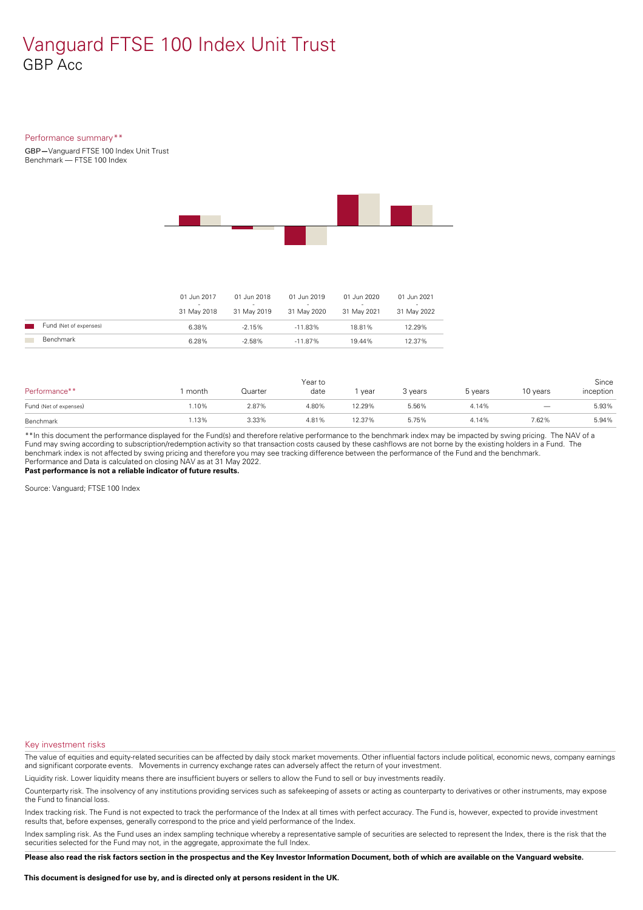# Vanguard FTSE 100 Index Unit Trust
## GBP Acc

### Performance summary**

GBP — Vanguard FTSE 100 Index Unit Trust
Benchmark — FTSE 100 Index

| | 01 Jun 2017 - 31 May 2018 | 01 Jun 2018 - 31 May 2019 | 01 Jun 2019 - 31 May 2020 | 01 Jun 2020 - 31 May 2021 | 01 Jun 2021 - 31 May 2022 |
|---|---|---|---|---|---|
| Fund (Net of expenses) | 6.38% | -2.15% | -11.83% | 18.81% | 12.29% |
| Benchmark | 6.28% | -2.58% | -11.87% | 19.44% | 12.37% |

| Performance** | 1 month | Quarter | Year to date | 1 year | 3 years | 5 years | 10 years | Since inception |
|---|---|---|---|---|---|---|---|---|
| Fund (Net of expenses) | 1.10% | 2.87% | 4.80% | 12.29% | 5.56% | 4.14% | — | 5.93% |
| Benchmark | 1.13% | 3.33% | 4.81% | 12.37% | 5.75% | 4.14% | 7.62% | 5.94% |

**In this document the performance displayed for the Fund(s) and therefore relative performance to the benchmark index may be impacted by swing pricing. The NAV of a Fund may swing according to subscription/redemption activity so that transaction costs caused by these cashflows are not borne by the existing holders in a Fund. The benchmark index is not affected by swing pricing and therefore you may see tracking difference between the performance of the Fund and the benchmark.
Performance and Data is calculated on closing NAV as at 31 May 2022.
**Past performance is not a reliable indicator of future results.**

Source: Vanguard; FTSE 100 Index

### Key investment risks

The value of equities and equity-related securities can be affected by daily stock market movements. Other influential factors include political, economic news, company earnings and significant corporate events. Movements in currency exchange rates can adversely affect the return of your investment.

Liquidity risk. Lower liquidity means there are insufficient buyers or sellers to allow the Fund to sell or buy investments readily.

Counterparty risk. The insolvency of any institutions providing services such as safekeeping of assets or acting as counterparty to derivatives or other instruments, may expose the Fund to financial loss.

Index tracking risk. The Fund is not expected to track the performance of the Index at all times with perfect accuracy. The Fund is, however, expected to provide investment results that, before expenses, generally correspond to the price and yield performance of the Index.

Index sampling risk. As the Fund uses an index sampling technique whereby a representative sample of securities are selected to represent the Index, there is the risk that the securities selected for the Fund may not, in the aggregate, approximate the full Index.

**Please also read the risk factors section in the prospectus and the Key Investor Information Document, both of which are available on the Vanguard website.**

**This document is designed for use by, and is directed only at persons resident in the UK.**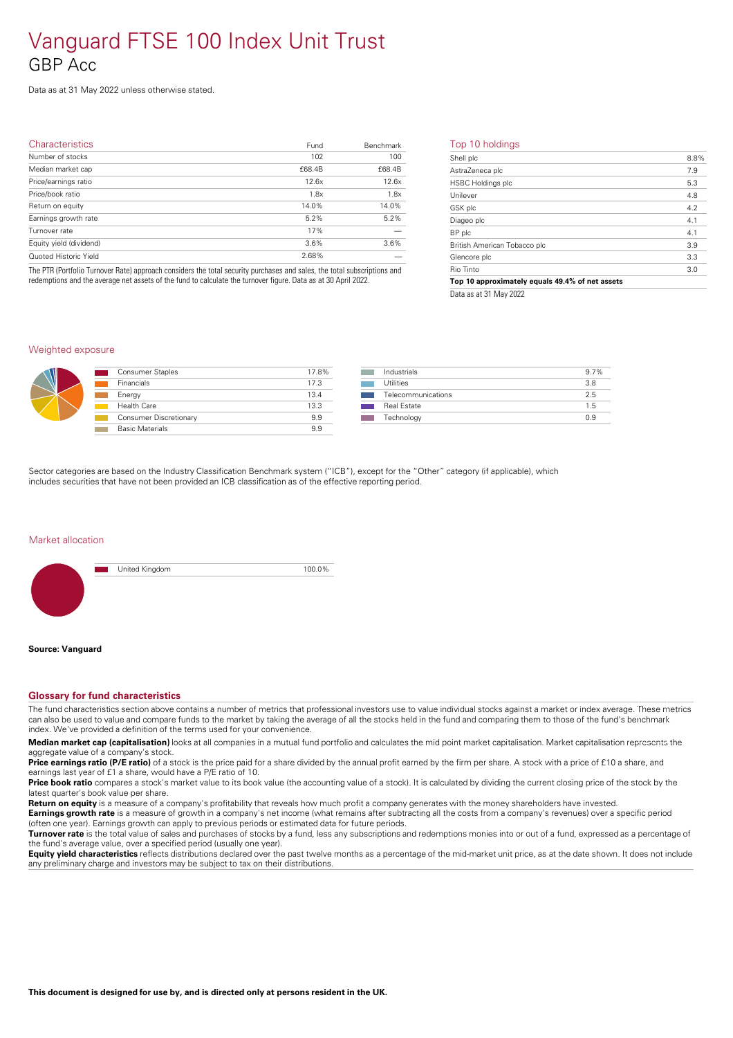# Vanguard FTSE 100 Index Unit Trust

## GBP Acc

Data as at 31 May 2022 unless otherwise stated.

### Characteristics

| Characteristics | Fund | Benchmark |
|---|---|---|
| Number of stocks | 102 | 100 |
| Median market cap | £68.4B | £68.4B |
| Price/earnings ratio | 12.6x | 12.6x |
| Price/book ratio | 1.8x | 1.8x |
| Return on equity | 14.0% | 14.0% |
| Earnings growth rate | 5.2% | 5.2% |
| Turnover rate | 17% | — |
| Equity yield (dividend) | 3.6% | 3.6% |
| Quoted Historic Yield | 2.68% | — |

The PTR (Portfolio Turnover Rate) approach considers the total security purchases and sales, the total subscriptions and redemptions and the average net assets of the fund to calculate the turnover figure. Data as at 30 April 2022.

### Top 10 holdings

| Top 10 holdings | |
|---|---|
| Shell plc | 8.8% |
| AstraZeneca plc | 7.9 |
| HSBC Holdings plc | 5.3 |
| Unilever | 4.8 |
| GSK plc | 4.2 |
| Diageo plc | 4.1 |
| BP plc | 4.1 |
| British American Tobacco plc | 3.9 |
| Glencore plc | 3.3 |
| Rio Tinto | 3.0 |
| **Top 10 approximately equals 49.4% of net assets** | |

Data as at 31 May 2022

### Weighted exposure

| Sector | % |
|---|---|
| Consumer Staples | 17.8% |
| Financials | 17.3 |
| Energy | 13.4 |
| Health Care | 13.3 |
| Consumer Discretionary | 9.9 |
| Basic Materials | 9.9 |
| Industrials | 9.7% |
| Utilities | 3.8 |
| Telecommunications | 2.5 |
| Real Estate | 1.5 |
| Technology | 0.9 |

Sector categories are based on the Industry Classification Benchmark system ("ICB"), except for the "Other" category (if applicable), which includes securities that have not been provided an ICB classification as of the effective reporting period.

### Market allocation

| Market | % |
|---|---|
| United Kingdom | 100.0% |

**Source: Vanguard**

### Glossary for fund characteristics

The fund characteristics section above contains a number of metrics that professional investors use to value individual stocks against a market or index average. These metrics can also be used to value and compare funds to the market by taking the average of all the stocks held in the fund and comparing them to those of the fund's benchmark index. We've provided a definition of the terms used for your convenience.

**Median market cap (capitalisation)** looks at all companies in a mutual fund portfolio and calculates the mid point market capitalisation. Market capitalisation represents the aggregate value of a company's stock.

**Price earnings ratio (P/E ratio)** of a stock is the price paid for a share divided by the annual profit earned by the firm per share. A stock with a price of £10 a share, and earnings last year of £1 a share, would have a P/E ratio of 10.

**Price book ratio** compares a stock's market value to its book value (the accounting value of a stock). It is calculated by dividing the current closing price of the stock by the latest quarter's book value per share.

**Return on equity** is a measure of a company's profitability that reveals how much profit a company generates with the money shareholders have invested.

**Earnings growth rate** is a measure of growth in a company's net income (what remains after subtracting all the costs from a company's revenues) over a specific period (often one year). Earnings growth can apply to previous periods or estimated data for future periods.

**Turnover rate** is the total value of sales and purchases of stocks by a fund, less any subscriptions and redemptions monies into or out of a fund, expressed as a percentage of the fund's average value, over a specified period (usually one year).

**Equity yield characteristics** reflects distributions declared over the past twelve months as a percentage of the mid-market unit price, as at the date shown. It does not include any preliminary charge and investors may be subject to tax on their distributions.

**This document is designed for use by, and is directed only at persons resident in the UK.**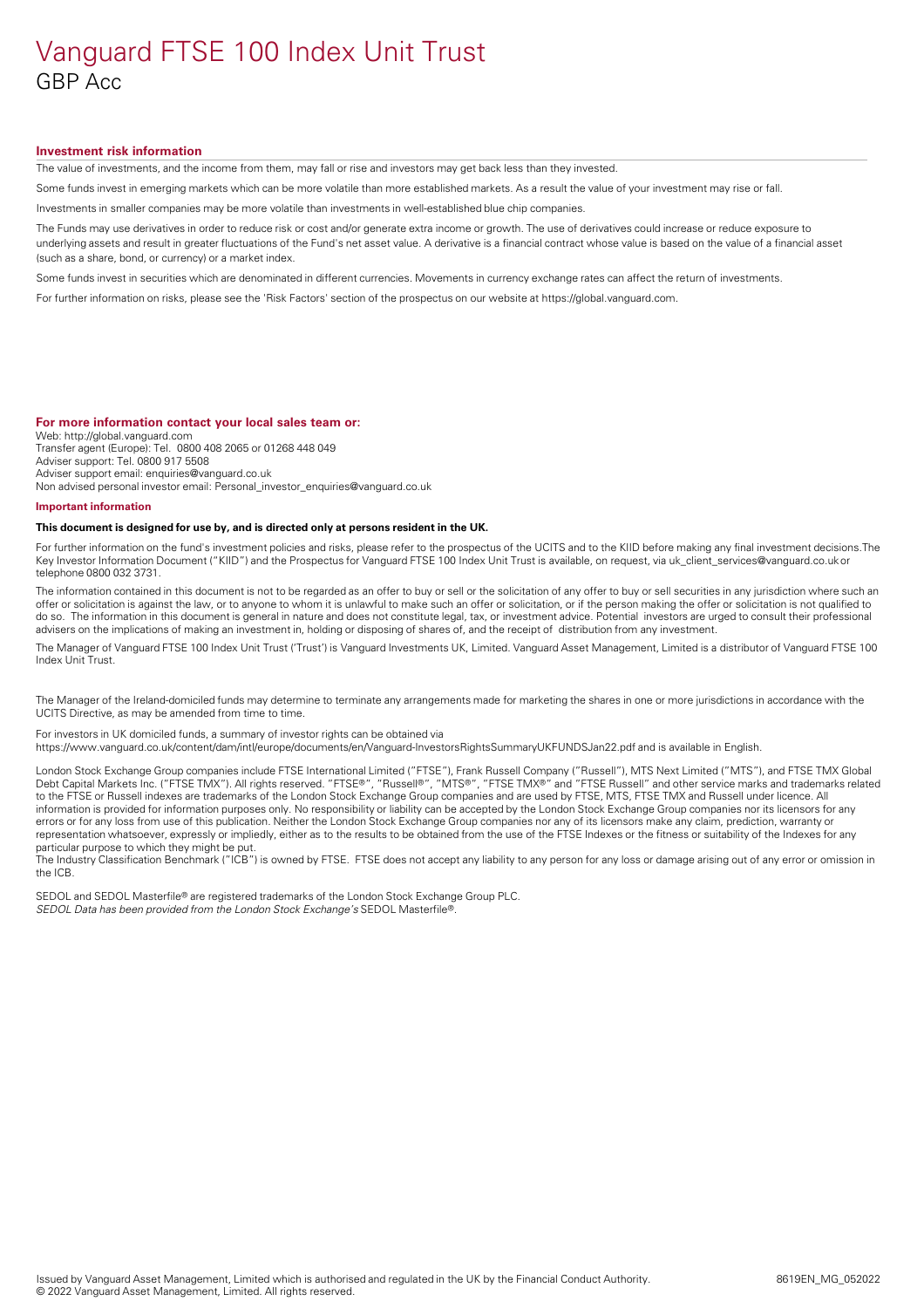# Vanguard FTSE 100 Index Unit Trust

GBP Acc

## Investment risk information

The value of investments, and the income from them, may fall or rise and investors may get back less than they invested.

Some funds invest in emerging markets which can be more volatile than more established markets. As a result the value of your investment may rise or fall.

Investments in smaller companies may be more volatile than investments in well-established blue chip companies.

The Funds may use derivatives in order to reduce risk or cost and/or generate extra income or growth. The use of derivatives could increase or reduce exposure to underlying assets and result in greater fluctuations of the Fund's net asset value. A derivative is a financial contract whose value is based on the value of a financial asset (such as a share, bond, or currency) or a market index.

Some funds invest in securities which are denominated in different currencies. Movements in currency exchange rates can affect the return of investments.

For further information on risks, please see the 'Risk Factors' section of the prospectus on our website at https://global.vanguard.com.

## For more information contact your local sales team or:

Web: http://global.vanguard.com
Transfer agent (Europe): Tel. 0800 408 2065 or 01268 448 049
Adviser support: Tel. 0800 917 5508
Adviser support email: enquiries@vanguard.co.uk
Non advised personal investor email: Personal_investor_enquiries@vanguard.co.uk

### Important information

**This document is designed for use by, and is directed only at persons resident in the UK.**

For further information on the fund's investment policies and risks, please refer to the prospectus of the UCITS and to the KIID before making any final investment decisions.The Key Investor Information Document ("KIID") and the Prospectus for Vanguard FTSE 100 Index Unit Trust is available, on request, via uk_client_services@vanguard.co.uk or telephone 0800 032 3731.

The information contained in this document is not to be regarded as an offer to buy or sell or the solicitation of any offer to buy or sell securities in any jurisdiction where such an offer or solicitation is against the law, or to anyone to whom it is unlawful to make such an offer or solicitation, or if the person making the offer or solicitation is not qualified to do so. The information in this document is general in nature and does not constitute legal, tax, or investment advice. Potential investors are urged to consult their professional advisers on the implications of making an investment in, holding or disposing of shares of, and the receipt of distribution from any investment.

The Manager of Vanguard FTSE 100 Index Unit Trust ('Trust') is Vanguard Investments UK, Limited. Vanguard Asset Management, Limited is a distributor of Vanguard FTSE 100 Index Unit Trust.

The Manager of the Ireland-domiciled funds may determine to terminate any arrangements made for marketing the shares in one or more jurisdictions in accordance with the UCITS Directive, as may be amended from time to time.

For investors in UK domiciled funds, a summary of investor rights can be obtained via https://www.vanguard.co.uk/content/dam/intl/europe/documents/en/Vanguard-InvestorsRightsSummaryUKFUNDSJan22.pdf and is available in English.

London Stock Exchange Group companies include FTSE International Limited ("FTSE"), Frank Russell Company ("Russell"), MTS Next Limited ("MTS"), and FTSE TMX Global Debt Capital Markets Inc. ("FTSE TMX"). All rights reserved. "FTSE®", "Russell®", "MTS®", "FTSE TMX®" and "FTSE Russell" and other service marks and trademarks related to the FTSE or Russell indexes are trademarks of the London Stock Exchange Group companies and are used by FTSE, MTS, FTSE TMX and Russell under licence. All information is provided for information purposes only. No responsibility or liability can be accepted by the London Stock Exchange Group companies nor its licensors for any errors or for any loss from use of this publication. Neither the London Stock Exchange Group companies nor any of its licensors make any claim, prediction, warranty or representation whatsoever, expressly or impliedly, either as to the results to be obtained from the use of the FTSE Indexes or the fitness or suitability of the Indexes for any particular purpose to which they might be put.
The Industry Classification Benchmark ("ICB") is owned by FTSE. FTSE does not accept any liability to any person for any loss or damage arising out of any error or omission in the ICB.

SEDOL and SEDOL Masterfile® are registered trademarks of the London Stock Exchange Group PLC.
*SEDOL Data has been provided from the London Stock Exchange's* SEDOL Masterfile®.

Issued by Vanguard Asset Management, Limited which is authorised and regulated in the UK by the Financial Conduct Authority.
© 2022 Vanguard Asset Management, Limited. All rights reserved.

8619EN_MG_052022